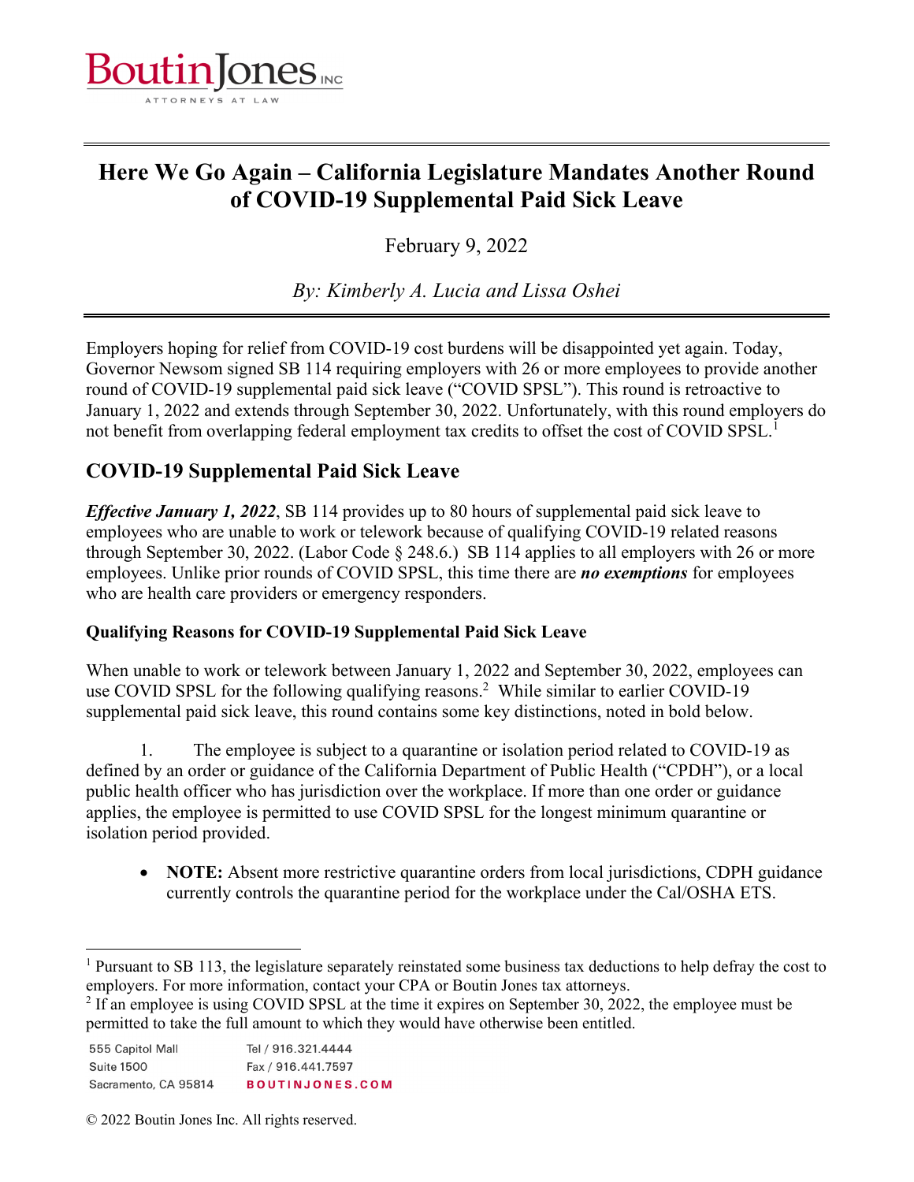BoutinJones INC
ATTORNEYS AT LAW

# Here We Go Again – California Legislature Mandates Another Round of COVID-19 Supplemental Paid Sick Leave

February 9, 2022

*By: Kimberly A. Lucia and Lissa Oshei*

Employers hoping for relief from COVID-19 cost burdens will be disappointed yet again. Today, Governor Newsom signed SB 114 requiring employers with 26 or more employees to provide another round of COVID-19 supplemental paid sick leave ("COVID SPSL"). This round is retroactive to January 1, 2022 and extends through September 30, 2022. Unfortunately, with this round employers do not benefit from overlapping federal employment tax credits to offset the cost of COVID SPSL.[1]

## COVID-19 Supplemental Paid Sick Leave

***Effective January 1, 2022***, SB 114 provides up to 80 hours of supplemental paid sick leave to employees who are unable to work or telework because of qualifying COVID-19 related reasons through September 30, 2022. (Labor Code § 248.6.) SB 114 applies to all employers with 26 or more employees. Unlike prior rounds of COVID SPSL, this time there are ***no exemptions*** for employees who are health care providers or emergency responders.

### Qualifying Reasons for COVID-19 Supplemental Paid Sick Leave

When unable to work or telework between January 1, 2022 and September 30, 2022, employees can use COVID SPSL for the following qualifying reasons.[2] While similar to earlier COVID-19 supplemental paid sick leave, this round contains some key distinctions, noted in bold below.

1. The employee is subject to a quarantine or isolation period related to COVID-19 as defined by an order or guidance of the California Department of Public Health ("CPDH"), or a local public health officer who has jurisdiction over the workplace. If more than one order or guidance applies, the employee is permitted to use COVID SPSL for the longest minimum quarantine or isolation period provided.

   - **NOTE:** Absent more restrictive quarantine orders from local jurisdictions, CDPH guidance currently controls the quarantine period for the workplace under the Cal/OSHA ETS.

---

[1] Pursuant to SB 113, the legislature separately reinstated some business tax deductions to help defray the cost to employers. For more information, contact your CPA or Boutin Jones tax attorneys.

[2] If an employee is using COVID SPSL at the time it expires on September 30, 2022, the employee must be permitted to take the full amount to which they would have otherwise been entitled.

555 Capitol Mall
Suite 1500
Sacramento, CA 95814

Tel / 916.321.4444
Fax / 916.441.7597
BOUTINJONES.COM

© 2022 Boutin Jones Inc. All rights reserved.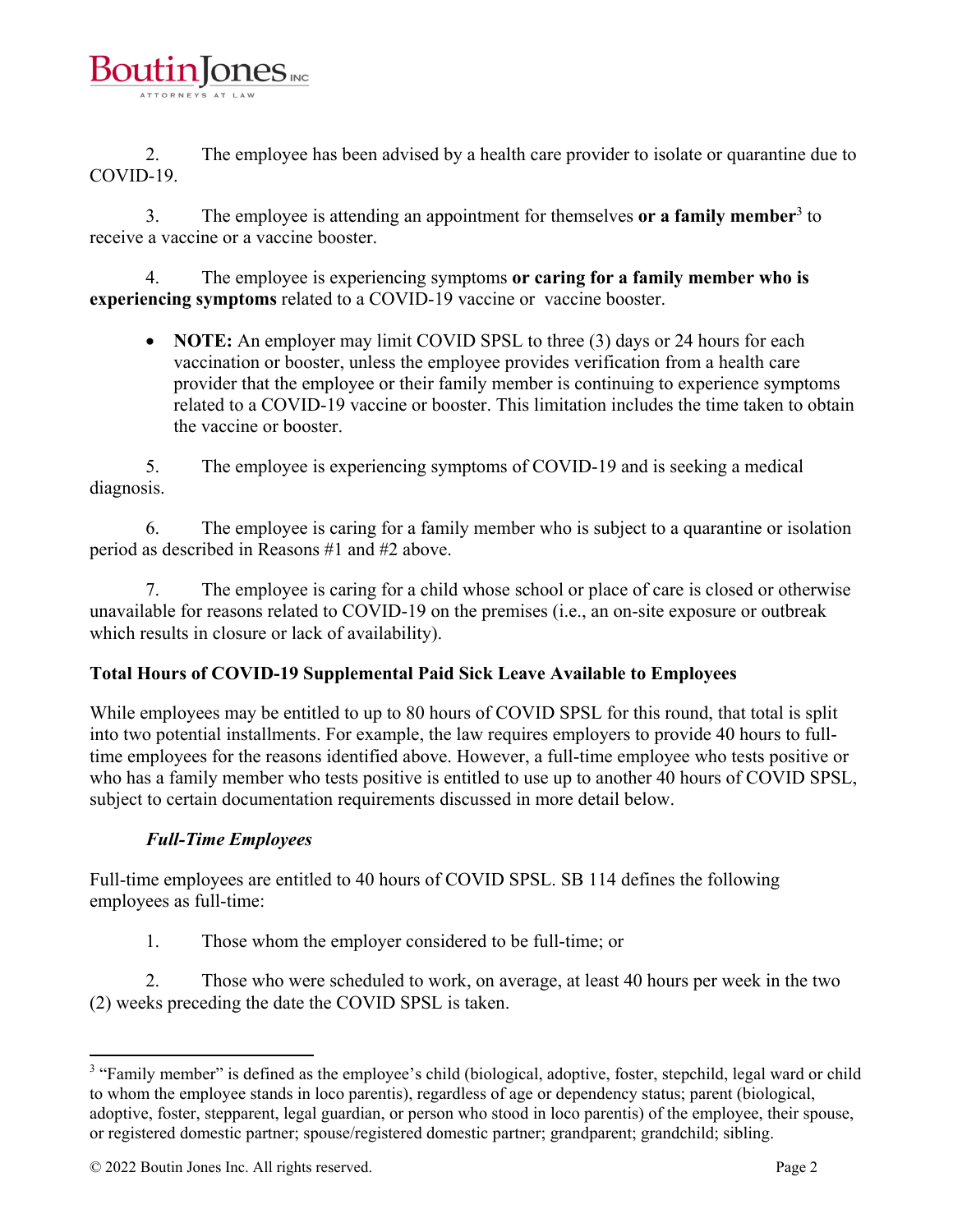2. The employee has been advised by a health care provider to isolate or quarantine due to COVID-19.

3. The employee is attending an appointment for themselves **or a family member**[3] to receive a vaccine or a vaccine booster.

4. The employee is experiencing symptoms **or caring for a family member who is experiencing symptoms** related to a COVID-19 vaccine or vaccine booster.

- **NOTE:** An employer may limit COVID SPSL to three (3) days or 24 hours for each vaccination or booster, unless the employee provides verification from a health care provider that the employee or their family member is continuing to experience symptoms related to a COVID-19 vaccine or booster. This limitation includes the time taken to obtain the vaccine or booster.

5. The employee is experiencing symptoms of COVID-19 and is seeking a medical diagnosis.

6. The employee is caring for a family member who is subject to a quarantine or isolation period as described in Reasons #1 and #2 above.

7. The employee is caring for a child whose school or place of care is closed or otherwise unavailable for reasons related to COVID-19 on the premises (i.e., an on-site exposure or outbreak which results in closure or lack of availability).

**Total Hours of COVID-19 Supplemental Paid Sick Leave Available to Employees**

While employees may be entitled to up to 80 hours of COVID SPSL for this round, that total is split into two potential installments. For example, the law requires employers to provide 40 hours to full-time employees for the reasons identified above. However, a full-time employee who tests positive or who has a family member who tests positive is entitled to use up to another 40 hours of COVID SPSL, subject to certain documentation requirements discussed in more detail below.

***Full-Time Employees***

Full-time employees are entitled to 40 hours of COVID SPSL. SB 114 defines the following employees as full-time:

1. Those whom the employer considered to be full-time; or

2. Those who were scheduled to work, on average, at least 40 hours per week in the two (2) weeks preceding the date the COVID SPSL is taken.

---

[3] "Family member" is defined as the employee's child (biological, adoptive, foster, stepchild, legal ward or child to whom the employee stands in loco parentis), regardless of age or dependency status; parent (biological, adoptive, foster, stepparent, legal guardian, or person who stood in loco parentis) of the employee, their spouse, or registered domestic partner; spouse/registered domestic partner; grandparent; grandchild; sibling.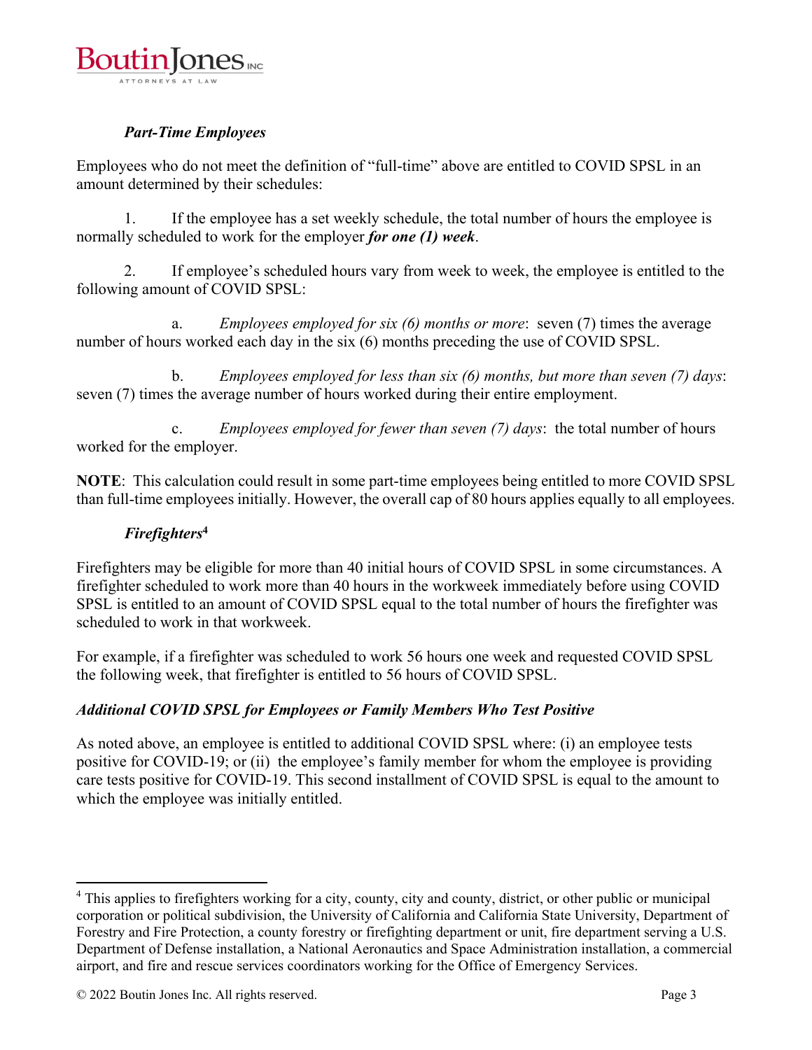### *Part-Time Employees*

Employees who do not meet the definition of "full-time" above are entitled to COVID SPSL in an amount determined by their schedules:

1. If the employee has a set weekly schedule, the total number of hours the employee is normally scheduled to work for the employer ***for one (1) week***.

2. If employee's scheduled hours vary from week to week, the employee is entitled to the following amount of COVID SPSL:

   a. *Employees employed for six (6) months or more*: seven (7) times the average number of hours worked each day in the six (6) months preceding the use of COVID SPSL.

   b. *Employees employed for less than six (6) months, but more than seven (7) days*: seven (7) times the average number of hours worked during their entire employment.

   c. *Employees employed for fewer than seven (7) days*: the total number of hours worked for the employer.

**NOTE**: This calculation could result in some part-time employees being entitled to more COVID SPSL than full-time employees initially. However, the overall cap of 80 hours applies equally to all employees.

### *Firefighters*[4]

Firefighters may be eligible for more than 40 initial hours of COVID SPSL in some circumstances. A firefighter scheduled to work more than 40 hours in the workweek immediately before using COVID SPSL is entitled to an amount of COVID SPSL equal to the total number of hours the firefighter was scheduled to work in that workweek.

For example, if a firefighter was scheduled to work 56 hours one week and requested COVID SPSL the following week, that firefighter is entitled to 56 hours of COVID SPSL.

## *Additional COVID SPSL for Employees or Family Members Who Test Positive*

As noted above, an employee is entitled to additional COVID SPSL where: (i) an employee tests positive for COVID-19; or (ii) the employee's family member for whom the employee is providing care tests positive for COVID-19. This second installment of COVID SPSL is equal to the amount to which the employee was initially entitled.

---

[4] This applies to firefighters working for a city, county, city and county, district, or other public or municipal corporation or political subdivision, the University of California and California State University, Department of Forestry and Fire Protection, a county forestry or firefighting department or unit, fire department serving a U.S. Department of Defense installation, a National Aeronautics and Space Administration installation, a commercial airport, and fire and rescue services coordinators working for the Office of Emergency Services.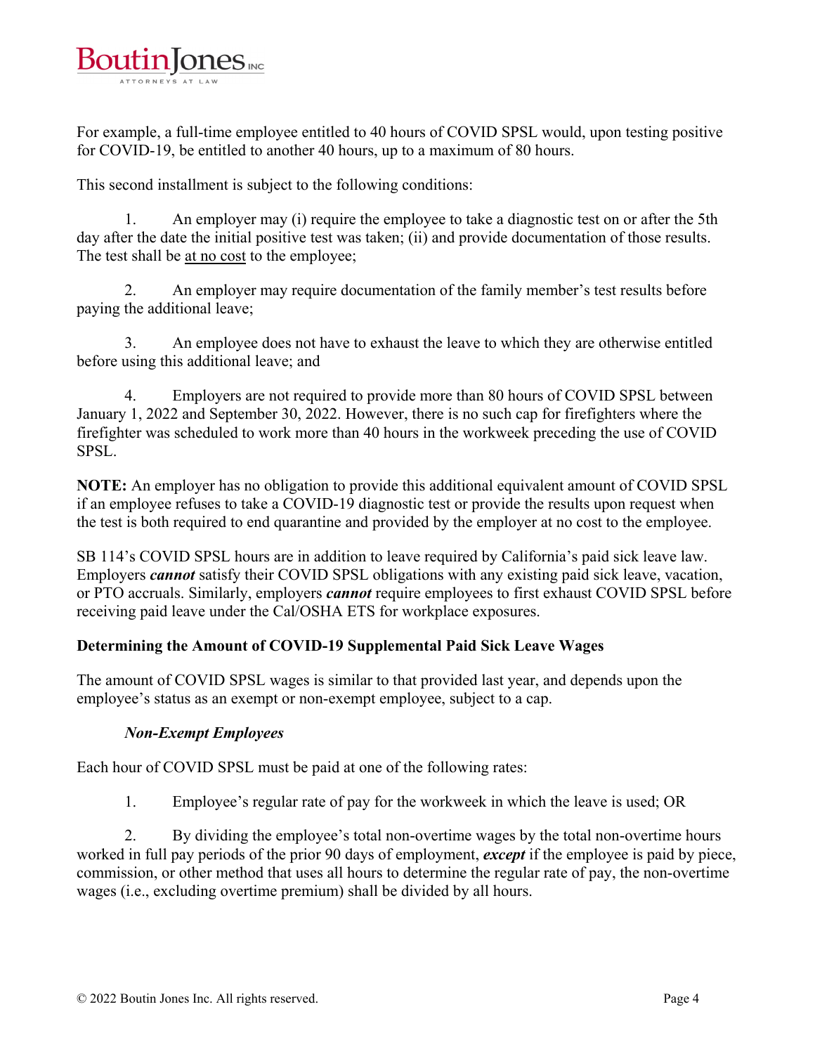For example, a full-time employee entitled to 40 hours of COVID SPSL would, upon testing positive for COVID-19, be entitled to another 40 hours, up to a maximum of 80 hours.

This second installment is subject to the following conditions:

1. An employer may (i) require the employee to take a diagnostic test on or after the 5th day after the date the initial positive test was taken; (ii) and provide documentation of those results. The test shall be <u>at no cost</u> to the employee;

2. An employer may require documentation of the family member's test results before paying the additional leave;

3. An employee does not have to exhaust the leave to which they are otherwise entitled before using this additional leave; and

4. Employers are not required to provide more than 80 hours of COVID SPSL between January 1, 2022 and September 30, 2022. However, there is no such cap for firefighters where the firefighter was scheduled to work more than 40 hours in the workweek preceding the use of COVID SPSL.

**NOTE:** An employer has no obligation to provide this additional equivalent amount of COVID SPSL if an employee refuses to take a COVID-19 diagnostic test or provide the results upon request when the test is both required to end quarantine and provided by the employer at no cost to the employee.

SB 114's COVID SPSL hours are in addition to leave required by California's paid sick leave law. Employers ***cannot*** satisfy their COVID SPSL obligations with any existing paid sick leave, vacation, or PTO accruals. Similarly, employers ***cannot*** require employees to first exhaust COVID SPSL before receiving paid leave under the Cal/OSHA ETS for workplace exposures.

**Determining the Amount of COVID-19 Supplemental Paid Sick Leave Wages**

The amount of COVID SPSL wages is similar to that provided last year, and depends upon the employee's status as an exempt or non-exempt employee, subject to a cap.

***Non-Exempt Employees***

Each hour of COVID SPSL must be paid at one of the following rates:

1. Employee's regular rate of pay for the workweek in which the leave is used; OR

2. By dividing the employee's total non-overtime wages by the total non-overtime hours worked in full pay periods of the prior 90 days of employment, ***except*** if the employee is paid by piece, commission, or other method that uses all hours to determine the regular rate of pay, the non-overtime wages (i.e., excluding overtime premium) shall be divided by all hours.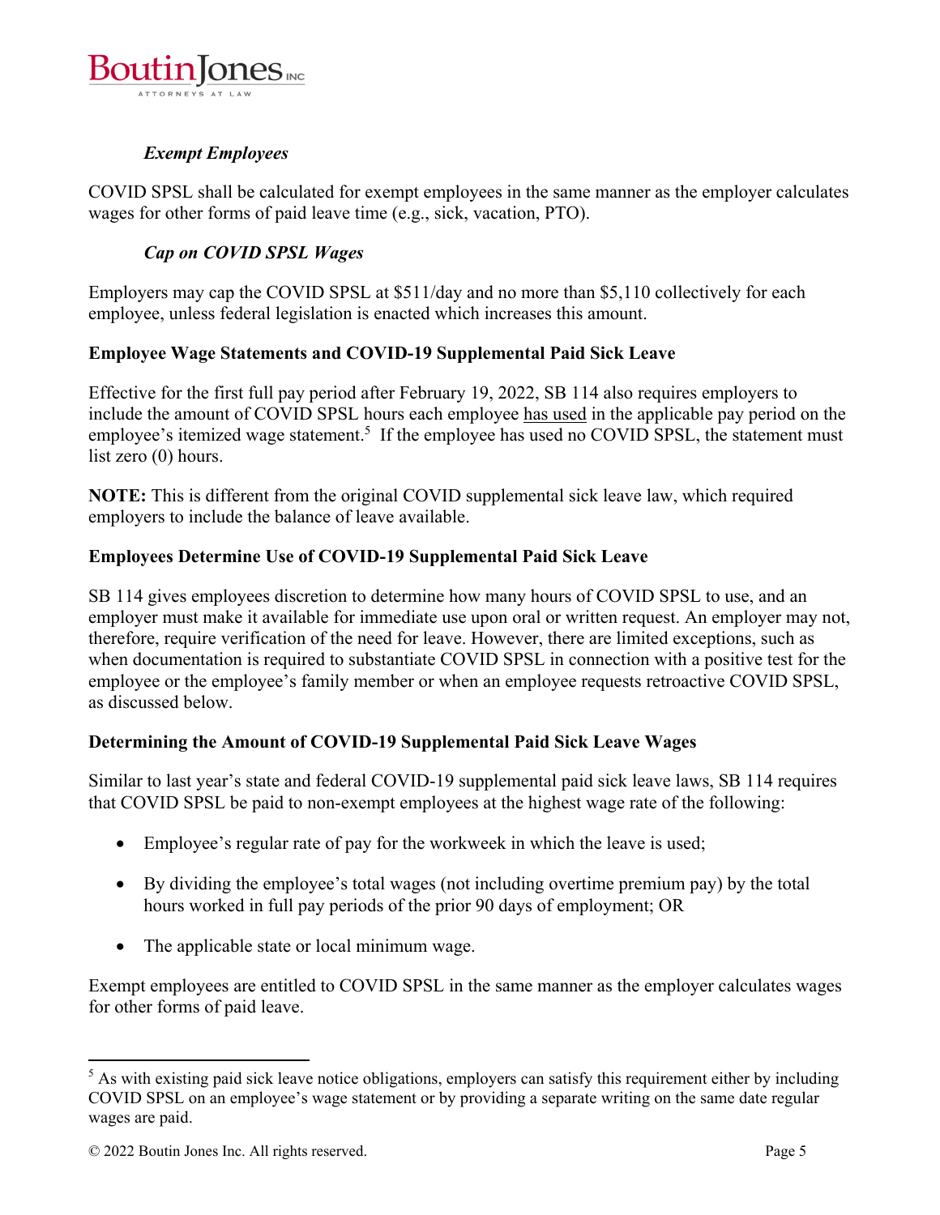*Exempt Employees*

COVID SPSL shall be calculated for exempt employees in the same manner as the employer calculates wages for other forms of paid leave time (e.g., sick, vacation, PTO).

*Cap on COVID SPSL Wages*

Employers may cap the COVID SPSL at $511/day and no more than $5,110 collectively for each employee, unless federal legislation is enacted which increases this amount.

**Employee Wage Statements and COVID-19 Supplemental Paid Sick Leave**

Effective for the first full pay period after February 19, 2022, SB 114 also requires employers to include the amount of COVID SPSL hours each employee <u>has used</u> in the applicable pay period on the employee's itemized wage statement.[5] If the employee has used no COVID SPSL, the statement must list zero (0) hours.

**NOTE:** This is different from the original COVID supplemental sick leave law, which required employers to include the balance of leave available.

**Employees Determine Use of COVID-19 Supplemental Paid Sick Leave**

SB 114 gives employees discretion to determine how many hours of COVID SPSL to use, and an employer must make it available for immediate use upon oral or written request. An employer may not, therefore, require verification of the need for leave. However, there are limited exceptions, such as when documentation is required to substantiate COVID SPSL in connection with a positive test for the employee or the employee's family member or when an employee requests retroactive COVID SPSL, as discussed below.

**Determining the Amount of COVID-19 Supplemental Paid Sick Leave Wages**

Similar to last year's state and federal COVID-19 supplemental paid sick leave laws, SB 114 requires that COVID SPSL be paid to non-exempt employees at the highest wage rate of the following:

- Employee's regular rate of pay for the workweek in which the leave is used;
- By dividing the employee's total wages (not including overtime premium pay) by the total hours worked in full pay periods of the prior 90 days of employment; OR
- The applicable state or local minimum wage.

Exempt employees are entitled to COVID SPSL in the same manner as the employer calculates wages for other forms of paid leave.

---

[5] As with existing paid sick leave notice obligations, employers can satisfy this requirement either by including COVID SPSL on an employee's wage statement or by providing a separate writing on the same date regular wages are paid.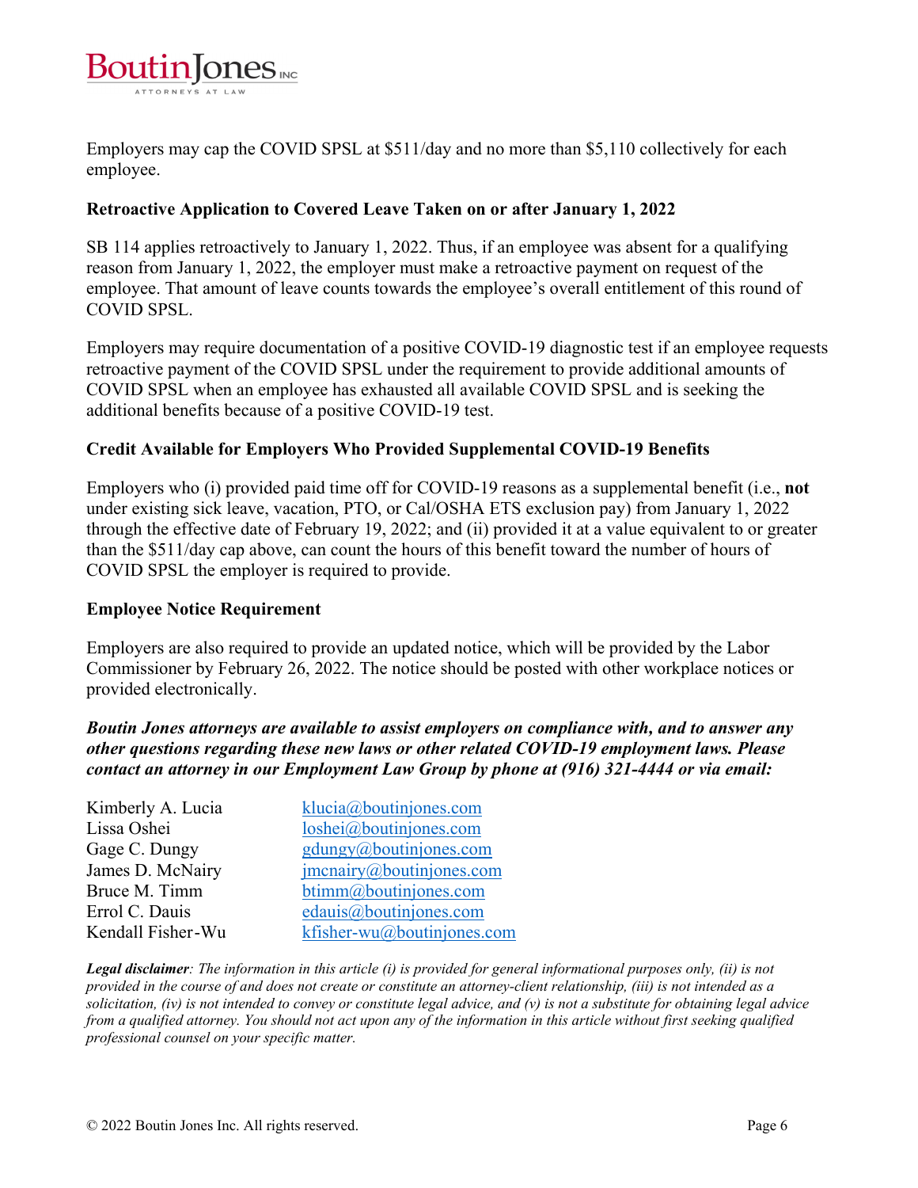Employers may cap the COVID SPSL at $511/day and no more than $5,110 collectively for each employee.

**Retroactive Application to Covered Leave Taken on or after January 1, 2022**

SB 114 applies retroactively to January 1, 2022. Thus, if an employee was absent for a qualifying reason from January 1, 2022, the employer must make a retroactive payment on request of the employee. That amount of leave counts towards the employee's overall entitlement of this round of COVID SPSL.

Employers may require documentation of a positive COVID-19 diagnostic test if an employee requests retroactive payment of the COVID SPSL under the requirement to provide additional amounts of COVID SPSL when an employee has exhausted all available COVID SPSL and is seeking the additional benefits because of a positive COVID-19 test.

**Credit Available for Employers Who Provided Supplemental COVID-19 Benefits**

Employers who (i) provided paid time off for COVID-19 reasons as a supplemental benefit (i.e., **not** under existing sick leave, vacation, PTO, or Cal/OSHA ETS exclusion pay) from January 1, 2022 through the effective date of February 19, 2022; and (ii) provided it at a value equivalent to or greater than the $511/day cap above, can count the hours of this benefit toward the number of hours of COVID SPSL the employer is required to provide.

**Employee Notice Requirement**

Employers are also required to provide an updated notice, which will be provided by the Labor Commissioner by February 26, 2022. The notice should be posted with other workplace notices or provided electronically.

***Boutin Jones attorneys are available to assist employers on compliance with, and to answer any other questions regarding these new laws or other related COVID-19 employment laws. Please contact an attorney in our Employment Law Group by phone at (916) 321-4444 or via email:***

| | |
|---|---|
| Kimberly A. Lucia | klucia@boutinjones.com |
| Lissa Oshei | loshei@boutinjones.com |
| Gage C. Dungy | gdungy@boutinjones.com |
| James D. McNairy | jmcnairy@boutinjones.com |
| Bruce M. Timm | btimm@boutinjones.com |
| Errol C. Dauis | edauis@boutinjones.com |
| Kendall Fisher-Wu | kfisher-wu@boutinjones.com |

***Legal disclaimer**: The information in this article (i) is provided for general informational purposes only, (ii) is not provided in the course of and does not create or constitute an attorney-client relationship, (iii) is not intended as a solicitation, (iv) is not intended to convey or constitute legal advice, and (v) is not a substitute for obtaining legal advice from a qualified attorney. You should not act upon any of the information in this article without first seeking qualified professional counsel on your specific matter.*

© 2022 Boutin Jones Inc. All rights reserved.